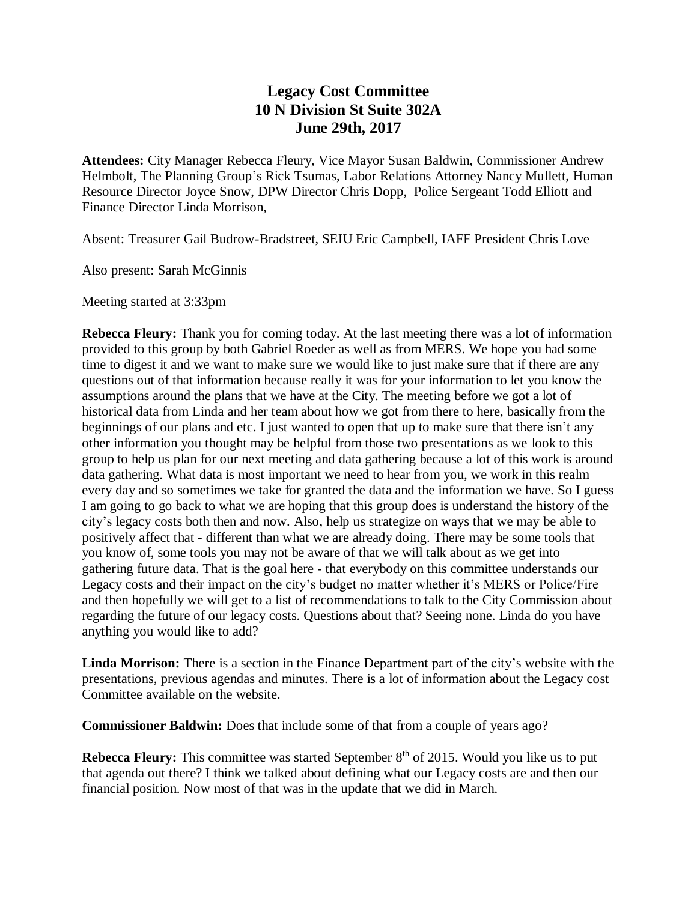# Legacy Cost Committee
## 10 N Division St Suite 302A
## June 29th, 2017

**Attendees:** City Manager Rebecca Fleury, Vice Mayor Susan Baldwin, Commissioner Andrew Helmbolt, The Planning Group's Rick Tsumas, Labor Relations Attorney Nancy Mullett, Human Resource Director Joyce Snow, DPW Director Chris Dopp, Police Sergeant Todd Elliott and Finance Director Linda Morrison,

Absent: Treasurer Gail Budrow-Bradstreet, SEIU Eric Campbell, IAFF President Chris Love

Also present: Sarah McGinnis

Meeting started at 3:33pm

**Rebecca Fleury:** Thank you for coming today. At the last meeting there was a lot of information provided to this group by both Gabriel Roeder as well as from MERS. We hope you had some time to digest it and we want to make sure we would like to just make sure that if there are any questions out of that information because really it was for your information to let you know the assumptions around the plans that we have at the City. The meeting before we got a lot of historical data from Linda and her team about how we got from there to here, basically from the beginnings of our plans and etc. I just wanted to open that up to make sure that there isn't any other information you thought may be helpful from those two presentations as we look to this group to help us plan for our next meeting and data gathering because a lot of this work is around data gathering. What data is most important we need to hear from you, we work in this realm every day and so sometimes we take for granted the data and the information we have. So I guess I am going to go back to what we are hoping that this group does is understand the history of the city's legacy costs both then and now. Also, help us strategize on ways that we may be able to positively affect that - different than what we are already doing. There may be some tools that you know of, some tools you may not be aware of that we will talk about as we get into gathering future data. That is the goal here - that everybody on this committee understands our Legacy costs and their impact on the city's budget no matter whether it's MERS or Police/Fire and then hopefully we will get to a list of recommendations to talk to the City Commission about regarding the future of our legacy costs. Questions about that? Seeing none. Linda do you have anything you would like to add?

**Linda Morrison:** There is a section in the Finance Department part of the city's website with the presentations, previous agendas and minutes. There is a lot of information about the Legacy cost Committee available on the website.

**Commissioner Baldwin:** Does that include some of that from a couple of years ago?

**Rebecca Fleury:** This committee was started September 8th of 2015. Would you like us to put that agenda out there? I think we talked about defining what our Legacy costs are and then our financial position. Now most of that was in the update that we did in March.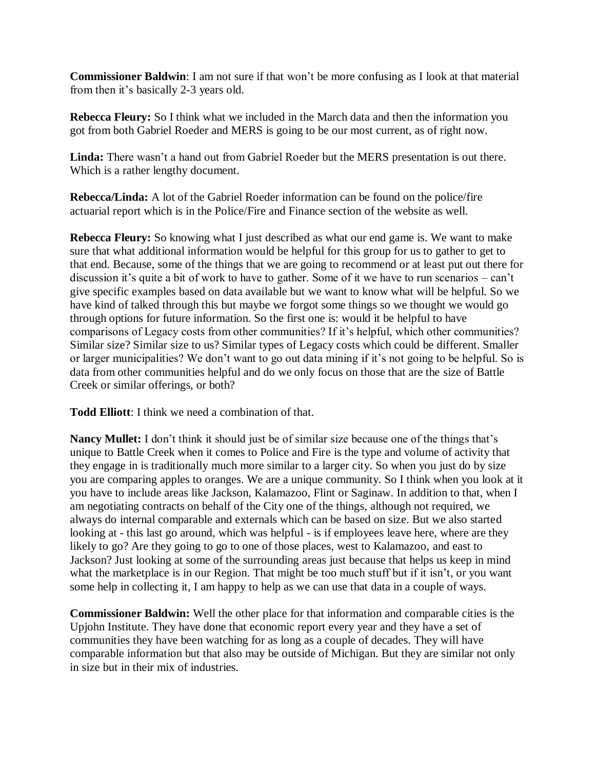**Commissioner Baldwin**: I am not sure if that won't be more confusing as I look at that material from then it's basically 2-3 years old.

**Rebecca Fleury:** So I think what we included in the March data and then the information you got from both Gabriel Roeder and MERS is going to be our most current, as of right now.

**Linda:** There wasn't a hand out from Gabriel Roeder but the MERS presentation is out there. Which is a rather lengthy document.

**Rebecca/Linda:** A lot of the Gabriel Roeder information can be found on the police/fire actuarial report which is in the Police/Fire and Finance section of the website as well.

**Rebecca Fleury:** So knowing what I just described as what our end game is. We want to make sure that what additional information would be helpful for this group for us to gather to get to that end. Because, some of the things that we are going to recommend or at least put out there for discussion it's quite a bit of work to have to gather. Some of it we have to run scenarios – can't give specific examples based on data available but we want to know what will be helpful. So we have kind of talked through this but maybe we forgot some things so we thought we would go through options for future information. So the first one is: would it be helpful to have comparisons of Legacy costs from other communities? If it's helpful, which other communities? Similar size? Similar size to us? Similar types of Legacy costs which could be different. Smaller or larger municipalities? We don't want to go out data mining if it's not going to be helpful. So is data from other communities helpful and do we only focus on those that are the size of Battle Creek or similar offerings, or both?

**Todd Elliott**: I think we need a combination of that.

**Nancy Mullet:** I don't think it should just be of similar size because one of the things that's unique to Battle Creek when it comes to Police and Fire is the type and volume of activity that they engage in is traditionally much more similar to a larger city. So when you just do by size you are comparing apples to oranges. We are a unique community. So I think when you look at it you have to include areas like Jackson, Kalamazoo, Flint or Saginaw. In addition to that, when I am negotiating contracts on behalf of the City one of the things, although not required, we always do internal comparable and externals which can be based on size. But we also started looking at - this last go around, which was helpful - is if employees leave here, where are they likely to go? Are they going to go to one of those places, west to Kalamazoo, and east to Jackson? Just looking at some of the surrounding areas just because that helps us keep in mind what the marketplace is in our Region. That might be too much stuff but if it isn't, or you want some help in collecting it, I am happy to help as we can use that data in a couple of ways.

**Commissioner Baldwin:** Well the other place for that information and comparable cities is the Upjohn Institute. They have done that economic report every year and they have a set of communities they have been watching for as long as a couple of decades. They will have comparable information but that also may be outside of Michigan. But they are similar not only in size but in their mix of industries.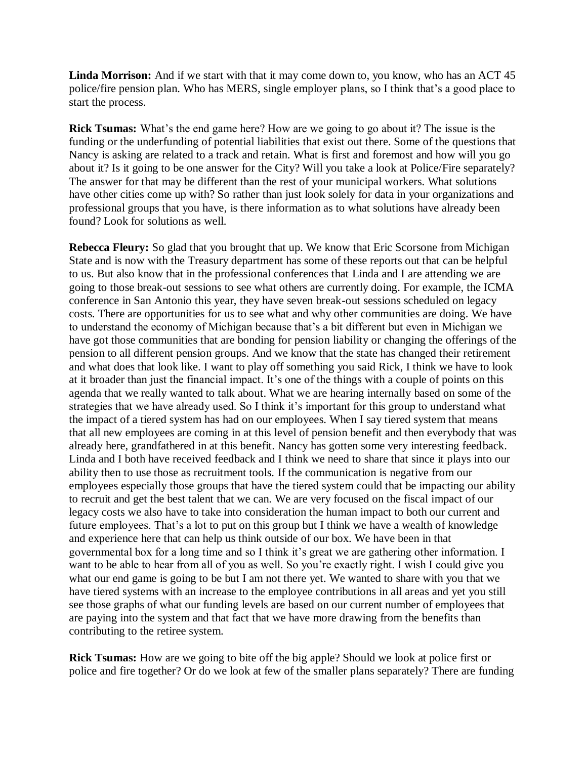**Linda Morrison:** And if we start with that it may come down to, you know, who has an ACT 45 police/fire pension plan. Who has MERS, single employer plans, so I think that's a good place to start the process.

**Rick Tsumas:** What's the end game here? How are we going to go about it? The issue is the funding or the underfunding of potential liabilities that exist out there. Some of the questions that Nancy is asking are related to a track and retain. What is first and foremost and how will you go about it? Is it going to be one answer for the City? Will you take a look at Police/Fire separately? The answer for that may be different than the rest of your municipal workers. What solutions have other cities come up with? So rather than just look solely for data in your organizations and professional groups that you have, is there information as to what solutions have already been found? Look for solutions as well.

**Rebecca Fleury:** So glad that you brought that up. We know that Eric Scorsone from Michigan State and is now with the Treasury department has some of these reports out that can be helpful to us. But also know that in the professional conferences that Linda and I are attending we are going to those break-out sessions to see what others are currently doing. For example, the ICMA conference in San Antonio this year, they have seven break-out sessions scheduled on legacy costs. There are opportunities for us to see what and why other communities are doing. We have to understand the economy of Michigan because that's a bit different but even in Michigan we have got those communities that are bonding for pension liability or changing the offerings of the pension to all different pension groups. And we know that the state has changed their retirement and what does that look like. I want to play off something you said Rick, I think we have to look at it broader than just the financial impact. It's one of the things with a couple of points on this agenda that we really wanted to talk about. What we are hearing internally based on some of the strategies that we have already used. So I think it's important for this group to understand what the impact of a tiered system has had on our employees. When I say tiered system that means that all new employees are coming in at this level of pension benefit and then everybody that was already here, grandfathered in at this benefit. Nancy has gotten some very interesting feedback. Linda and I both have received feedback and I think we need to share that since it plays into our ability then to use those as recruitment tools. If the communication is negative from our employees especially those groups that have the tiered system could that be impacting our ability to recruit and get the best talent that we can. We are very focused on the fiscal impact of our legacy costs we also have to take into consideration the human impact to both our current and future employees. That's a lot to put on this group but I think we have a wealth of knowledge and experience here that can help us think outside of our box. We have been in that governmental box for a long time and so I think it's great we are gathering other information. I want to be able to hear from all of you as well. So you're exactly right. I wish I could give you what our end game is going to be but I am not there yet. We wanted to share with you that we have tiered systems with an increase to the employee contributions in all areas and yet you still see those graphs of what our funding levels are based on our current number of employees that are paying into the system and that fact that we have more drawing from the benefits than contributing to the retiree system.

**Rick Tsumas:** How are we going to bite off the big apple? Should we look at police first or police and fire together? Or do we look at few of the smaller plans separately? There are funding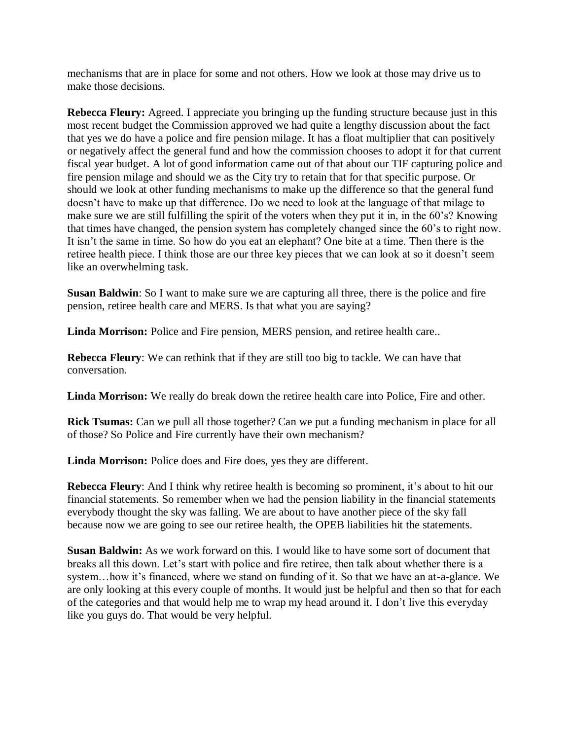mechanisms that are in place for some and not others. How we look at those may drive us to make those decisions.

**Rebecca Fleury:** Agreed. I appreciate you bringing up the funding structure because just in this most recent budget the Commission approved we had quite a lengthy discussion about the fact that yes we do have a police and fire pension milage. It has a float multiplier that can positively or negatively affect the general fund and how the commission chooses to adopt it for that current fiscal year budget. A lot of good information came out of that about our TIF capturing police and fire pension milage and should we as the City try to retain that for that specific purpose. Or should we look at other funding mechanisms to make up the difference so that the general fund doesn't have to make up that difference. Do we need to look at the language of that milage to make sure we are still fulfilling the spirit of the voters when they put it in, in the 60's? Knowing that times have changed, the pension system has completely changed since the 60's to right now. It isn't the same in time. So how do you eat an elephant? One bite at a time. Then there is the retiree health piece. I think those are our three key pieces that we can look at so it doesn't seem like an overwhelming task.

**Susan Baldwin**: So I want to make sure we are capturing all three, there is the police and fire pension, retiree health care and MERS. Is that what you are saying?

**Linda Morrison:** Police and Fire pension, MERS pension, and retiree health care..

**Rebecca Fleury**: We can rethink that if they are still too big to tackle. We can have that conversation.

**Linda Morrison:** We really do break down the retiree health care into Police, Fire and other.

**Rick Tsumas:** Can we pull all those together? Can we put a funding mechanism in place for all of those? So Police and Fire currently have their own mechanism?

**Linda Morrison:** Police does and Fire does, yes they are different.

**Rebecca Fleury**: And I think why retiree health is becoming so prominent, it's about to hit our financial statements. So remember when we had the pension liability in the financial statements everybody thought the sky was falling. We are about to have another piece of the sky fall because now we are going to see our retiree health, the OPEB liabilities hit the statements.

**Susan Baldwin:** As we work forward on this. I would like to have some sort of document that breaks all this down. Let's start with police and fire retiree, then talk about whether there is a system…how it's financed, where we stand on funding of it. So that we have an at-a-glance. We are only looking at this every couple of months. It would just be helpful and then so that for each of the categories and that would help me to wrap my head around it. I don't live this everyday like you guys do. That would be very helpful.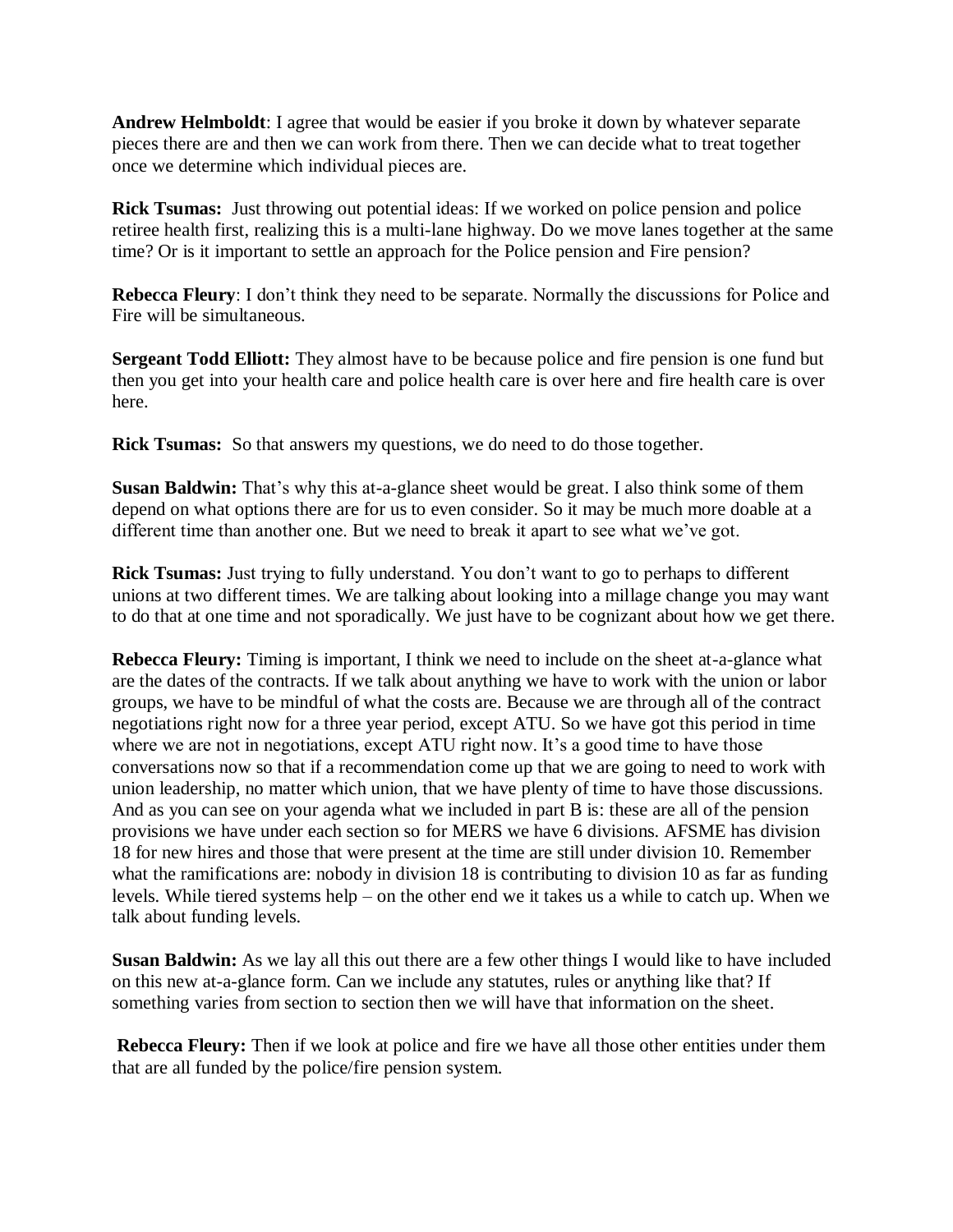**Andrew Helmboldt**: I agree that would be easier if you broke it down by whatever separate pieces there are and then we can work from there. Then we can decide what to treat together once we determine which individual pieces are.

**Rick Tsumas:** Just throwing out potential ideas: If we worked on police pension and police retiree health first, realizing this is a multi-lane highway. Do we move lanes together at the same time? Or is it important to settle an approach for the Police pension and Fire pension?

**Rebecca Fleury**: I don't think they need to be separate. Normally the discussions for Police and Fire will be simultaneous.

**Sergeant Todd Elliott:** They almost have to be because police and fire pension is one fund but then you get into your health care and police health care is over here and fire health care is over here.

**Rick Tsumas:** So that answers my questions, we do need to do those together.

**Susan Baldwin:** That's why this at-a-glance sheet would be great. I also think some of them depend on what options there are for us to even consider. So it may be much more doable at a different time than another one. But we need to break it apart to see what we've got.

**Rick Tsumas:** Just trying to fully understand. You don't want to go to perhaps to different unions at two different times. We are talking about looking into a millage change you may want to do that at one time and not sporadically. We just have to be cognizant about how we get there.

**Rebecca Fleury:** Timing is important, I think we need to include on the sheet at-a-glance what are the dates of the contracts. If we talk about anything we have to work with the union or labor groups, we have to be mindful of what the costs are. Because we are through all of the contract negotiations right now for a three year period, except ATU. So we have got this period in time where we are not in negotiations, except ATU right now. It's a good time to have those conversations now so that if a recommendation come up that we are going to need to work with union leadership, no matter which union, that we have plenty of time to have those discussions. And as you can see on your agenda what we included in part B is: these are all of the pension provisions we have under each section so for MERS we have 6 divisions. AFSME has division 18 for new hires and those that were present at the time are still under division 10. Remember what the ramifications are: nobody in division 18 is contributing to division 10 as far as funding levels. While tiered systems help – on the other end we it takes us a while to catch up. When we talk about funding levels.

**Susan Baldwin:** As we lay all this out there are a few other things I would like to have included on this new at-a-glance form. Can we include any statutes, rules or anything like that? If something varies from section to section then we will have that information on the sheet.

**Rebecca Fleury:** Then if we look at police and fire we have all those other entities under them that are all funded by the police/fire pension system.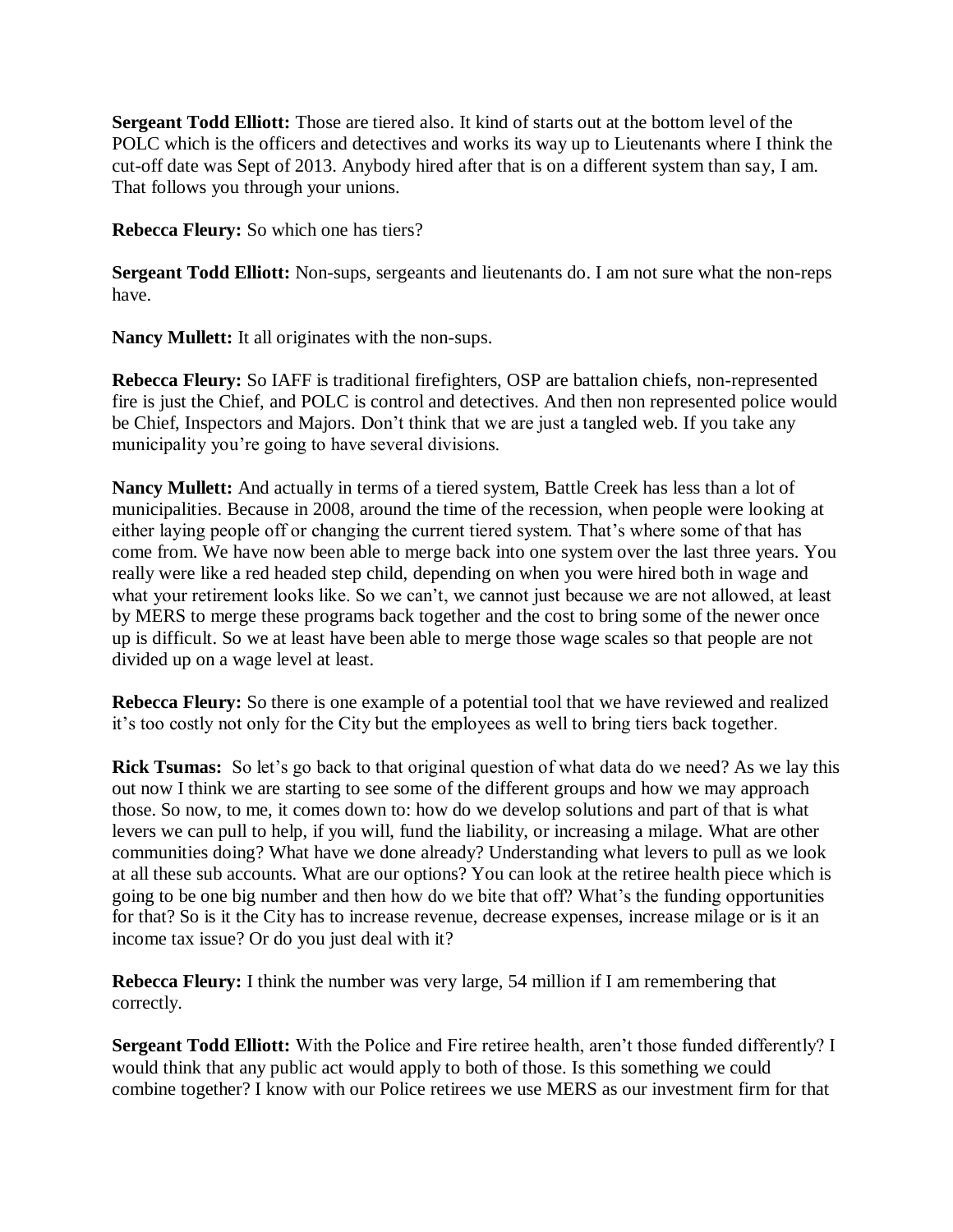**Sergeant Todd Elliott:** Those are tiered also. It kind of starts out at the bottom level of the POLC which is the officers and detectives and works its way up to Lieutenants where I think the cut-off date was Sept of 2013. Anybody hired after that is on a different system than say, I am. That follows you through your unions.

**Rebecca Fleury:** So which one has tiers?

**Sergeant Todd Elliott:** Non-sups, sergeants and lieutenants do. I am not sure what the non-reps have.

**Nancy Mullett:** It all originates with the non-sups.

**Rebecca Fleury:** So IAFF is traditional firefighters, OSP are battalion chiefs, non-represented fire is just the Chief, and POLC is control and detectives. And then non represented police would be Chief, Inspectors and Majors. Don't think that we are just a tangled web. If you take any municipality you're going to have several divisions.

**Nancy Mullett:** And actually in terms of a tiered system, Battle Creek has less than a lot of municipalities. Because in 2008, around the time of the recession, when people were looking at either laying people off or changing the current tiered system. That's where some of that has come from. We have now been able to merge back into one system over the last three years. You really were like a red headed step child, depending on when you were hired both in wage and what your retirement looks like. So we can't, we cannot just because we are not allowed, at least by MERS to merge these programs back together and the cost to bring some of the newer once up is difficult. So we at least have been able to merge those wage scales so that people are not divided up on a wage level at least.

**Rebecca Fleury:** So there is one example of a potential tool that we have reviewed and realized it's too costly not only for the City but the employees as well to bring tiers back together.

**Rick Tsumas:** So let's go back to that original question of what data do we need? As we lay this out now I think we are starting to see some of the different groups and how we may approach those. So now, to me, it comes down to: how do we develop solutions and part of that is what levers we can pull to help, if you will, fund the liability, or increasing a milage. What are other communities doing? What have we done already? Understanding what levers to pull as we look at all these sub accounts. What are our options? You can look at the retiree health piece which is going to be one big number and then how do we bite that off? What's the funding opportunities for that? So is it the City has to increase revenue, decrease expenses, increase milage or is it an income tax issue? Or do you just deal with it?

**Rebecca Fleury:** I think the number was very large, 54 million if I am remembering that correctly.

**Sergeant Todd Elliott:** With the Police and Fire retiree health, aren't those funded differently? I would think that any public act would apply to both of those. Is this something we could combine together? I know with our Police retirees we use MERS as our investment firm for that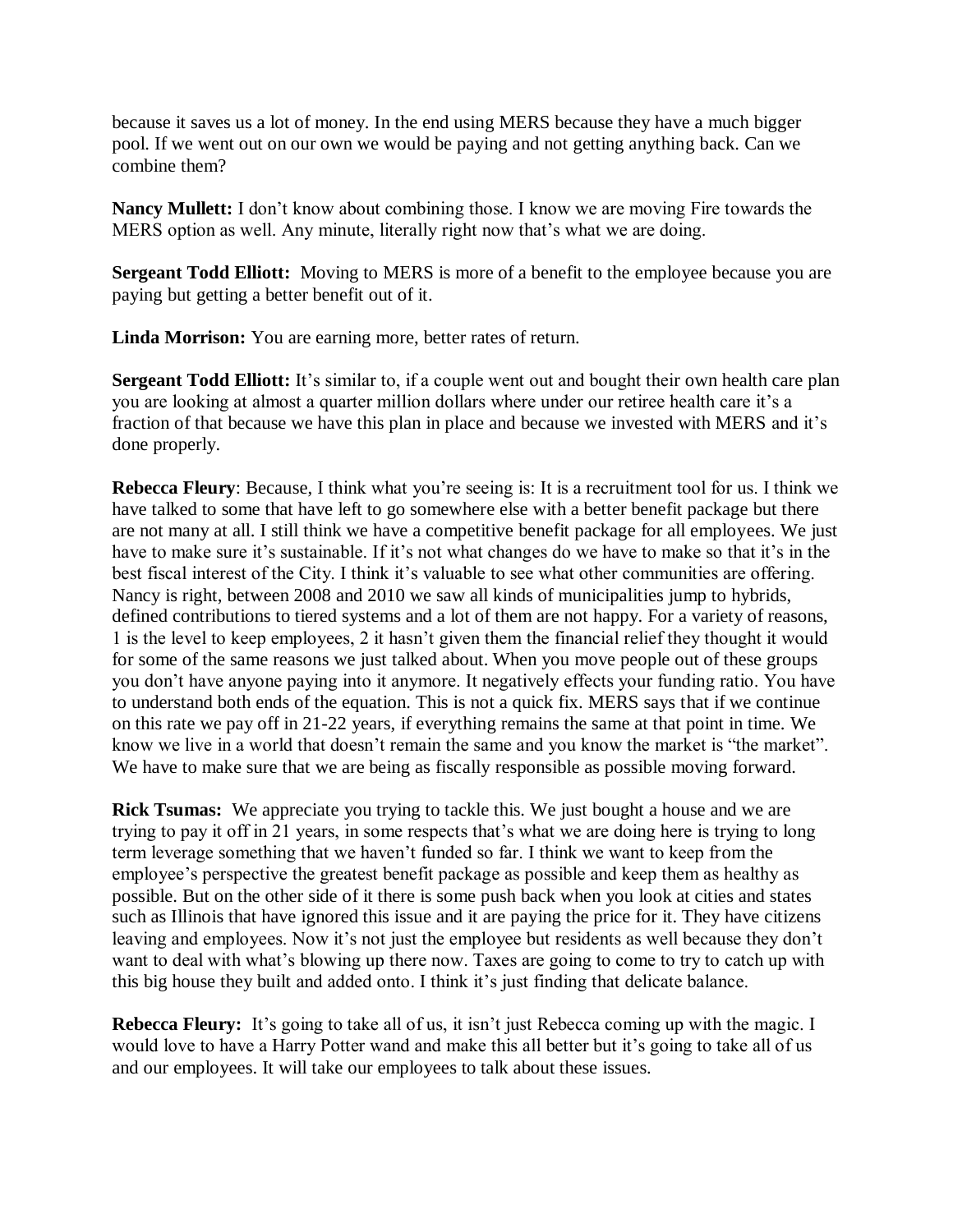because it saves us a lot of money. In the end using MERS because they have a much bigger pool. If we went out on our own we would be paying and not getting anything back. Can we combine them?

**Nancy Mullett:** I don't know about combining those. I know we are moving Fire towards the MERS option as well. Any minute, literally right now that's what we are doing.

**Sergeant Todd Elliott:** Moving to MERS is more of a benefit to the employee because you are paying but getting a better benefit out of it.

**Linda Morrison:** You are earning more, better rates of return.

**Sergeant Todd Elliott:** It's similar to, if a couple went out and bought their own health care plan you are looking at almost a quarter million dollars where under our retiree health care it's a fraction of that because we have this plan in place and because we invested with MERS and it's done properly.

**Rebecca Fleury**: Because, I think what you're seeing is: It is a recruitment tool for us. I think we have talked to some that have left to go somewhere else with a better benefit package but there are not many at all. I still think we have a competitive benefit package for all employees. We just have to make sure it's sustainable. If it's not what changes do we have to make so that it's in the best fiscal interest of the City. I think it's valuable to see what other communities are offering. Nancy is right, between 2008 and 2010 we saw all kinds of municipalities jump to hybrids, defined contributions to tiered systems and a lot of them are not happy. For a variety of reasons, 1 is the level to keep employees, 2 it hasn't given them the financial relief they thought it would for some of the same reasons we just talked about. When you move people out of these groups you don't have anyone paying into it anymore. It negatively effects your funding ratio. You have to understand both ends of the equation. This is not a quick fix. MERS says that if we continue on this rate we pay off in 21-22 years, if everything remains the same at that point in time. We know we live in a world that doesn't remain the same and you know the market is "the market". We have to make sure that we are being as fiscally responsible as possible moving forward.

**Rick Tsumas:** We appreciate you trying to tackle this. We just bought a house and we are trying to pay it off in 21 years, in some respects that's what we are doing here is trying to long term leverage something that we haven't funded so far. I think we want to keep from the employee's perspective the greatest benefit package as possible and keep them as healthy as possible. But on the other side of it there is some push back when you look at cities and states such as Illinois that have ignored this issue and it are paying the price for it. They have citizens leaving and employees. Now it's not just the employee but residents as well because they don't want to deal with what's blowing up there now. Taxes are going to come to try to catch up with this big house they built and added onto. I think it's just finding that delicate balance.

**Rebecca Fleury:** It's going to take all of us, it isn't just Rebecca coming up with the magic. I would love to have a Harry Potter wand and make this all better but it's going to take all of us and our employees. It will take our employees to talk about these issues.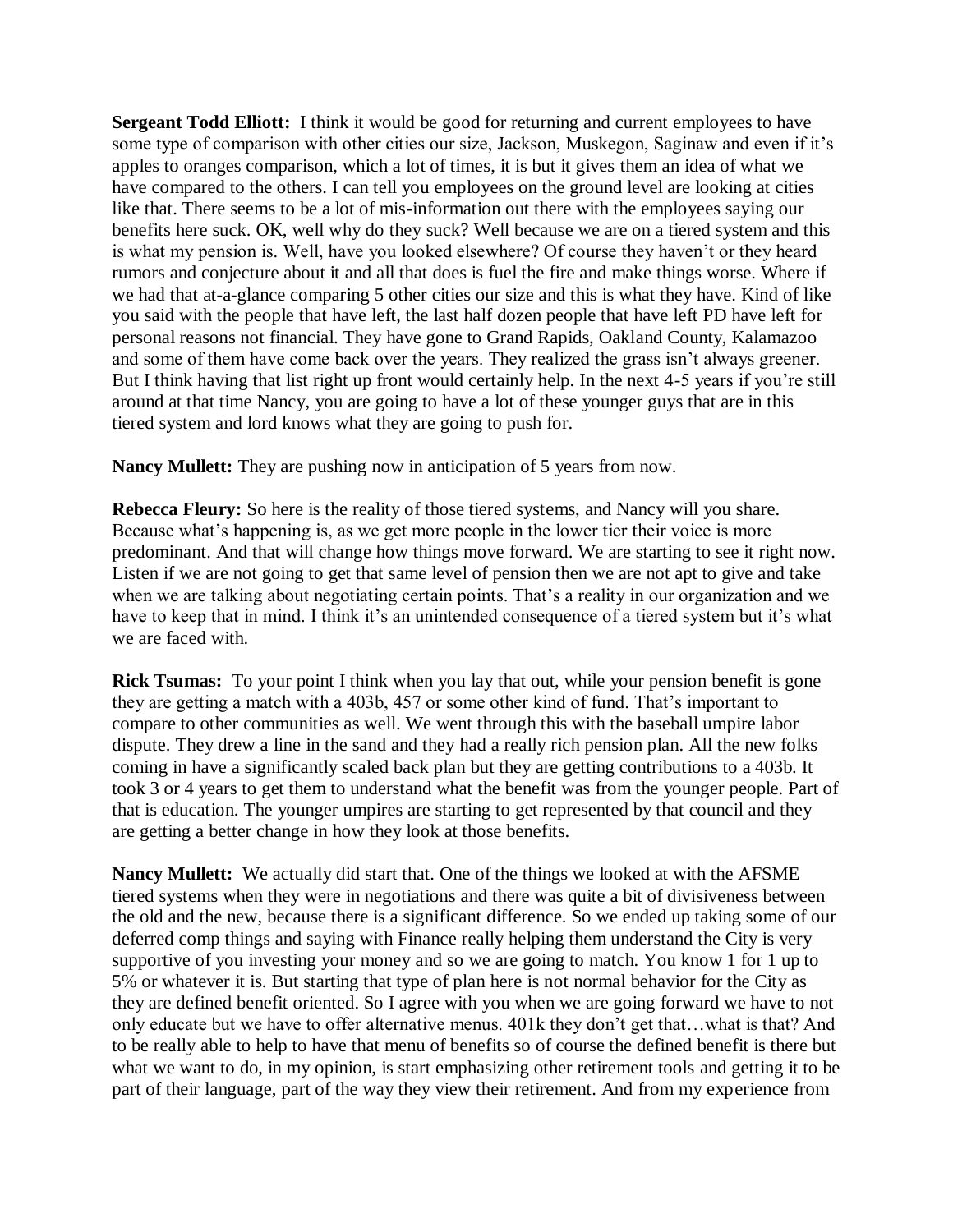**Sergeant Todd Elliott:** I think it would be good for returning and current employees to have some type of comparison with other cities our size, Jackson, Muskegon, Saginaw and even if it's apples to oranges comparison, which a lot of times, it is but it gives them an idea of what we have compared to the others. I can tell you employees on the ground level are looking at cities like that. There seems to be a lot of mis-information out there with the employees saying our benefits here suck. OK, well why do they suck? Well because we are on a tiered system and this is what my pension is. Well, have you looked elsewhere? Of course they haven't or they heard rumors and conjecture about it and all that does is fuel the fire and make things worse. Where if we had that at-a-glance comparing 5 other cities our size and this is what they have. Kind of like you said with the people that have left, the last half dozen people that have left PD have left for personal reasons not financial. They have gone to Grand Rapids, Oakland County, Kalamazoo and some of them have come back over the years. They realized the grass isn't always greener. But I think having that list right up front would certainly help. In the next 4-5 years if you're still around at that time Nancy, you are going to have a lot of these younger guys that are in this tiered system and lord knows what they are going to push for.

**Nancy Mullett:** They are pushing now in anticipation of 5 years from now.

**Rebecca Fleury:** So here is the reality of those tiered systems, and Nancy will you share. Because what's happening is, as we get more people in the lower tier their voice is more predominant. And that will change how things move forward. We are starting to see it right now. Listen if we are not going to get that same level of pension then we are not apt to give and take when we are talking about negotiating certain points. That's a reality in our organization and we have to keep that in mind. I think it's an unintended consequence of a tiered system but it's what we are faced with.

**Rick Tsumas:** To your point I think when you lay that out, while your pension benefit is gone they are getting a match with a 403b, 457 or some other kind of fund. That's important to compare to other communities as well. We went through this with the baseball umpire labor dispute. They drew a line in the sand and they had a really rich pension plan. All the new folks coming in have a significantly scaled back plan but they are getting contributions to a 403b. It took 3 or 4 years to get them to understand what the benefit was from the younger people. Part of that is education. The younger umpires are starting to get represented by that council and they are getting a better change in how they look at those benefits.

**Nancy Mullett:** We actually did start that. One of the things we looked at with the AFSME tiered systems when they were in negotiations and there was quite a bit of divisiveness between the old and the new, because there is a significant difference. So we ended up taking some of our deferred comp things and saying with Finance really helping them understand the City is very supportive of you investing your money and so we are going to match. You know 1 for 1 up to 5% or whatever it is. But starting that type of plan here is not normal behavior for the City as they are defined benefit oriented. So I agree with you when we are going forward we have to not only educate but we have to offer alternative menus. 401k they don't get that…what is that? And to be really able to help to have that menu of benefits so of course the defined benefit is there but what we want to do, in my opinion, is start emphasizing other retirement tools and getting it to be part of their language, part of the way they view their retirement. And from my experience from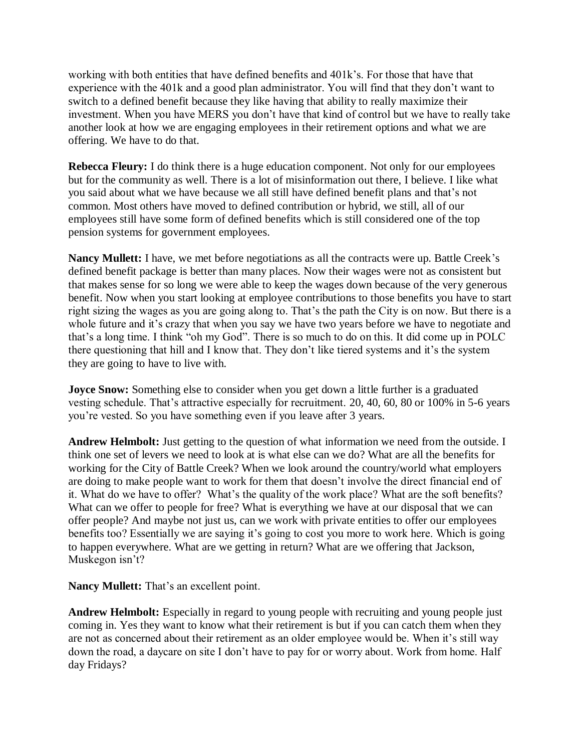working with both entities that have defined benefits and 401k's. For those that have that experience with the 401k and a good plan administrator. You will find that they don't want to switch to a defined benefit because they like having that ability to really maximize their investment. When you have MERS you don't have that kind of control but we have to really take another look at how we are engaging employees in their retirement options and what we are offering. We have to do that.

**Rebecca Fleury:** I do think there is a huge education component. Not only for our employees but for the community as well. There is a lot of misinformation out there, I believe. I like what you said about what we have because we all still have defined benefit plans and that's not common. Most others have moved to defined contribution or hybrid, we still, all of our employees still have some form of defined benefits which is still considered one of the top pension systems for government employees.

**Nancy Mullett:** I have, we met before negotiations as all the contracts were up. Battle Creek's defined benefit package is better than many places. Now their wages were not as consistent but that makes sense for so long we were able to keep the wages down because of the very generous benefit. Now when you start looking at employee contributions to those benefits you have to start right sizing the wages as you are going along to. That's the path the City is on now. But there is a whole future and it's crazy that when you say we have two years before we have to negotiate and that's a long time. I think "oh my God". There is so much to do on this. It did come up in POLC there questioning that hill and I know that. They don't like tiered systems and it's the system they are going to have to live with.

**Joyce Snow:** Something else to consider when you get down a little further is a graduated vesting schedule. That's attractive especially for recruitment. 20, 40, 60, 80 or 100% in 5-6 years you're vested. So you have something even if you leave after 3 years.

**Andrew Helmbolt:** Just getting to the question of what information we need from the outside. I think one set of levers we need to look at is what else can we do? What are all the benefits for working for the City of Battle Creek? When we look around the country/world what employers are doing to make people want to work for them that doesn't involve the direct financial end of it. What do we have to offer? What's the quality of the work place? What are the soft benefits? What can we offer to people for free? What is everything we have at our disposal that we can offer people? And maybe not just us, can we work with private entities to offer our employees benefits too? Essentially we are saying it's going to cost you more to work here. Which is going to happen everywhere. What are we getting in return? What are we offering that Jackson, Muskegon isn't?

**Nancy Mullett:** That's an excellent point.

**Andrew Helmbolt:** Especially in regard to young people with recruiting and young people just coming in. Yes they want to know what their retirement is but if you can catch them when they are not as concerned about their retirement as an older employee would be. When it's still way down the road, a daycare on site I don't have to pay for or worry about. Work from home. Half day Fridays?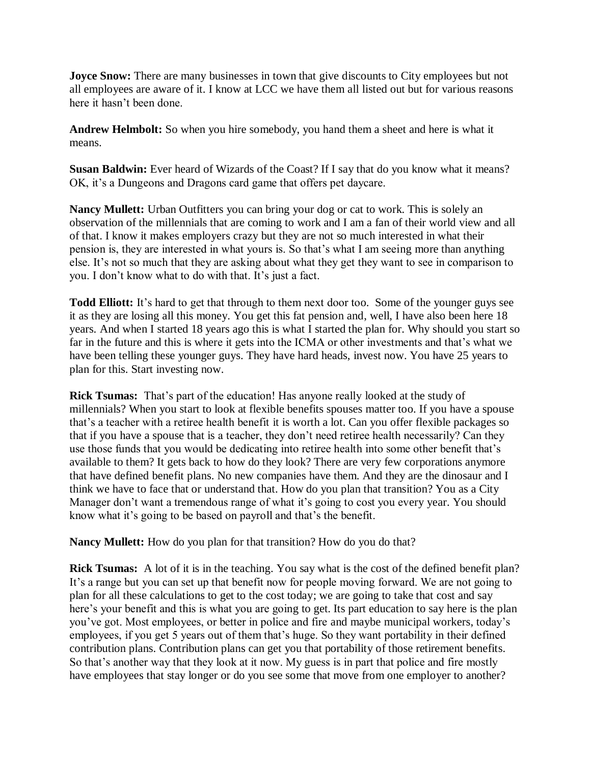**Joyce Snow:** There are many businesses in town that give discounts to City employees but not all employees are aware of it. I know at LCC we have them all listed out but for various reasons here it hasn't been done.

**Andrew Helmbolt:** So when you hire somebody, you hand them a sheet and here is what it means.

**Susan Baldwin:** Ever heard of Wizards of the Coast? If I say that do you know what it means? OK, it's a Dungeons and Dragons card game that offers pet daycare.

**Nancy Mullett:** Urban Outfitters you can bring your dog or cat to work. This is solely an observation of the millennials that are coming to work and I am a fan of their world view and all of that. I know it makes employers crazy but they are not so much interested in what their pension is, they are interested in what yours is. So that's what I am seeing more than anything else. It's not so much that they are asking about what they get they want to see in comparison to you. I don't know what to do with that. It's just a fact.

**Todd Elliott:** It's hard to get that through to them next door too. Some of the younger guys see it as they are losing all this money. You get this fat pension and, well, I have also been here 18 years. And when I started 18 years ago this is what I started the plan for. Why should you start so far in the future and this is where it gets into the ICMA or other investments and that's what we have been telling these younger guys. They have hard heads, invest now. You have 25 years to plan for this. Start investing now.

**Rick Tsumas:** That's part of the education! Has anyone really looked at the study of millennials? When you start to look at flexible benefits spouses matter too. If you have a spouse that's a teacher with a retiree health benefit it is worth a lot. Can you offer flexible packages so that if you have a spouse that is a teacher, they don't need retiree health necessarily? Can they use those funds that you would be dedicating into retiree health into some other benefit that's available to them? It gets back to how do they look? There are very few corporations anymore that have defined benefit plans. No new companies have them. And they are the dinosaur and I think we have to face that or understand that. How do you plan that transition? You as a City Manager don't want a tremendous range of what it's going to cost you every year. You should know what it's going to be based on payroll and that's the benefit.

**Nancy Mullett:** How do you plan for that transition? How do you do that?

**Rick Tsumas:** A lot of it is in the teaching. You say what is the cost of the defined benefit plan? It's a range but you can set up that benefit now for people moving forward. We are not going to plan for all these calculations to get to the cost today; we are going to take that cost and say here's your benefit and this is what you are going to get. Its part education to say here is the plan you've got. Most employees, or better in police and fire and maybe municipal workers, today's employees, if you get 5 years out of them that's huge. So they want portability in their defined contribution plans. Contribution plans can get you that portability of those retirement benefits. So that's another way that they look at it now. My guess is in part that police and fire mostly have employees that stay longer or do you see some that move from one employer to another?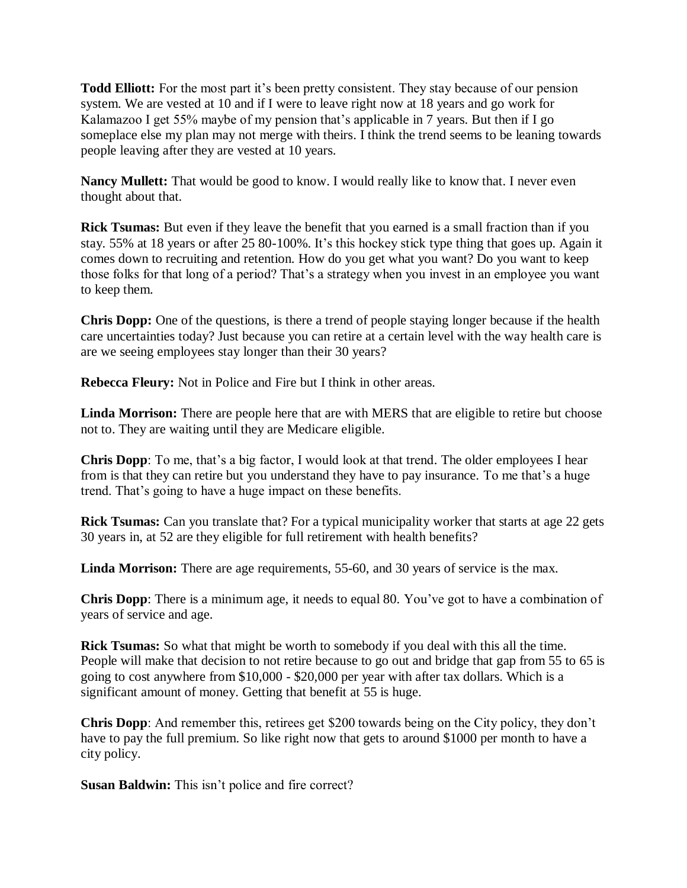**Todd Elliott:** For the most part it's been pretty consistent. They stay because of our pension system. We are vested at 10 and if I were to leave right now at 18 years and go work for Kalamazoo I get 55% maybe of my pension that's applicable in 7 years. But then if I go someplace else my plan may not merge with theirs. I think the trend seems to be leaning towards people leaving after they are vested at 10 years.

**Nancy Mullett:** That would be good to know. I would really like to know that. I never even thought about that.

**Rick Tsumas:** But even if they leave the benefit that you earned is a small fraction than if you stay. 55% at 18 years or after 25 80-100%. It's this hockey stick type thing that goes up. Again it comes down to recruiting and retention. How do you get what you want? Do you want to keep those folks for that long of a period? That's a strategy when you invest in an employee you want to keep them.

**Chris Dopp:** One of the questions, is there a trend of people staying longer because if the health care uncertainties today? Just because you can retire at a certain level with the way health care is are we seeing employees stay longer than their 30 years?

**Rebecca Fleury:** Not in Police and Fire but I think in other areas.

**Linda Morrison:** There are people here that are with MERS that are eligible to retire but choose not to. They are waiting until they are Medicare eligible.

**Chris Dopp**: To me, that's a big factor, I would look at that trend. The older employees I hear from is that they can retire but you understand they have to pay insurance. To me that's a huge trend. That's going to have a huge impact on these benefits.

**Rick Tsumas:** Can you translate that? For a typical municipality worker that starts at age 22 gets 30 years in, at 52 are they eligible for full retirement with health benefits?

**Linda Morrison:** There are age requirements, 55-60, and 30 years of service is the max.

**Chris Dopp**: There is a minimum age, it needs to equal 80. You've got to have a combination of years of service and age.

**Rick Tsumas:** So what that might be worth to somebody if you deal with this all the time. People will make that decision to not retire because to go out and bridge that gap from 55 to 65 is going to cost anywhere from $10,000 - $20,000 per year with after tax dollars. Which is a significant amount of money. Getting that benefit at 55 is huge.

**Chris Dopp**: And remember this, retirees get $200 towards being on the City policy, they don't have to pay the full premium. So like right now that gets to around $1000 per month to have a city policy.

**Susan Baldwin:** This isn't police and fire correct?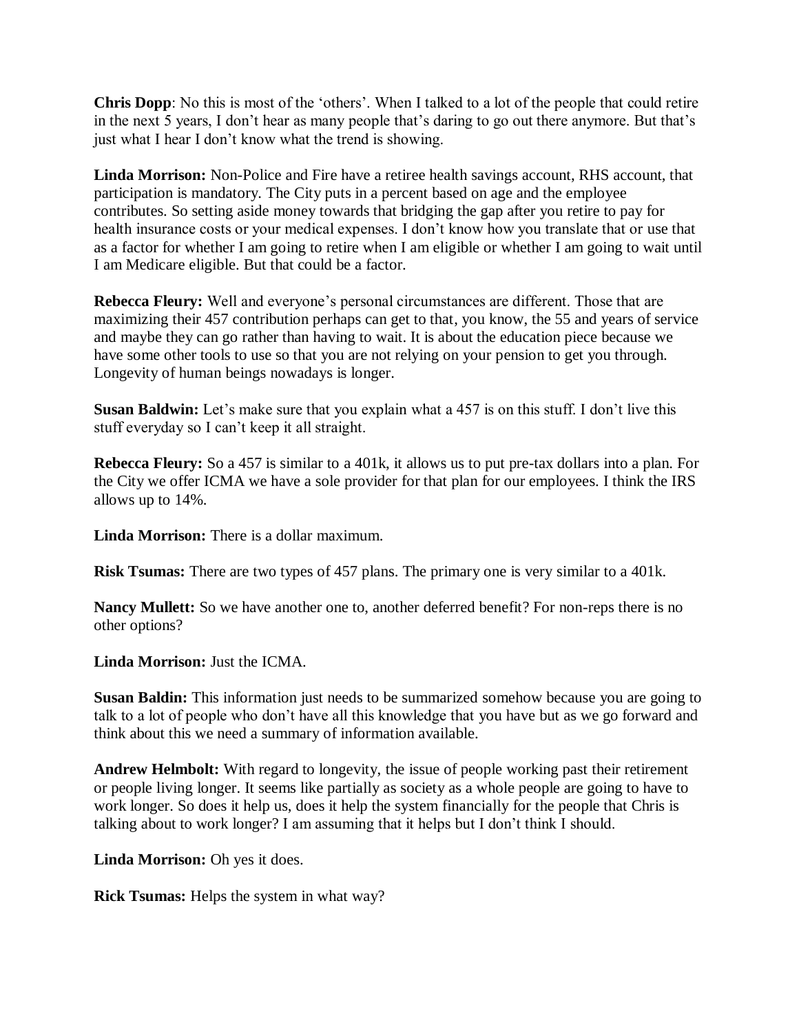**Chris Dopp**: No this is most of the 'others'. When I talked to a lot of the people that could retire in the next 5 years, I don't hear as many people that's daring to go out there anymore. But that's just what I hear I don't know what the trend is showing.

**Linda Morrison:** Non-Police and Fire have a retiree health savings account, RHS account, that participation is mandatory. The City puts in a percent based on age and the employee contributes. So setting aside money towards that bridging the gap after you retire to pay for health insurance costs or your medical expenses. I don't know how you translate that or use that as a factor for whether I am going to retire when I am eligible or whether I am going to wait until I am Medicare eligible. But that could be a factor.

**Rebecca Fleury:** Well and everyone's personal circumstances are different. Those that are maximizing their 457 contribution perhaps can get to that, you know, the 55 and years of service and maybe they can go rather than having to wait. It is about the education piece because we have some other tools to use so that you are not relying on your pension to get you through. Longevity of human beings nowadays is longer.

**Susan Baldwin:** Let's make sure that you explain what a 457 is on this stuff. I don't live this stuff everyday so I can't keep it all straight.

**Rebecca Fleury:** So a 457 is similar to a 401k, it allows us to put pre-tax dollars into a plan. For the City we offer ICMA we have a sole provider for that plan for our employees. I think the IRS allows up to 14%.

**Linda Morrison:** There is a dollar maximum.

**Risk Tsumas:** There are two types of 457 plans. The primary one is very similar to a 401k.

**Nancy Mullett:** So we have another one to, another deferred benefit? For non-reps there is no other options?

**Linda Morrison:** Just the ICMA.

**Susan Baldin:** This information just needs to be summarized somehow because you are going to talk to a lot of people who don't have all this knowledge that you have but as we go forward and think about this we need a summary of information available.

**Andrew Helmbolt:** With regard to longevity, the issue of people working past their retirement or people living longer. It seems like partially as society as a whole people are going to have to work longer. So does it help us, does it help the system financially for the people that Chris is talking about to work longer? I am assuming that it helps but I don't think I should.

**Linda Morrison:** Oh yes it does.

**Rick Tsumas:** Helps the system in what way?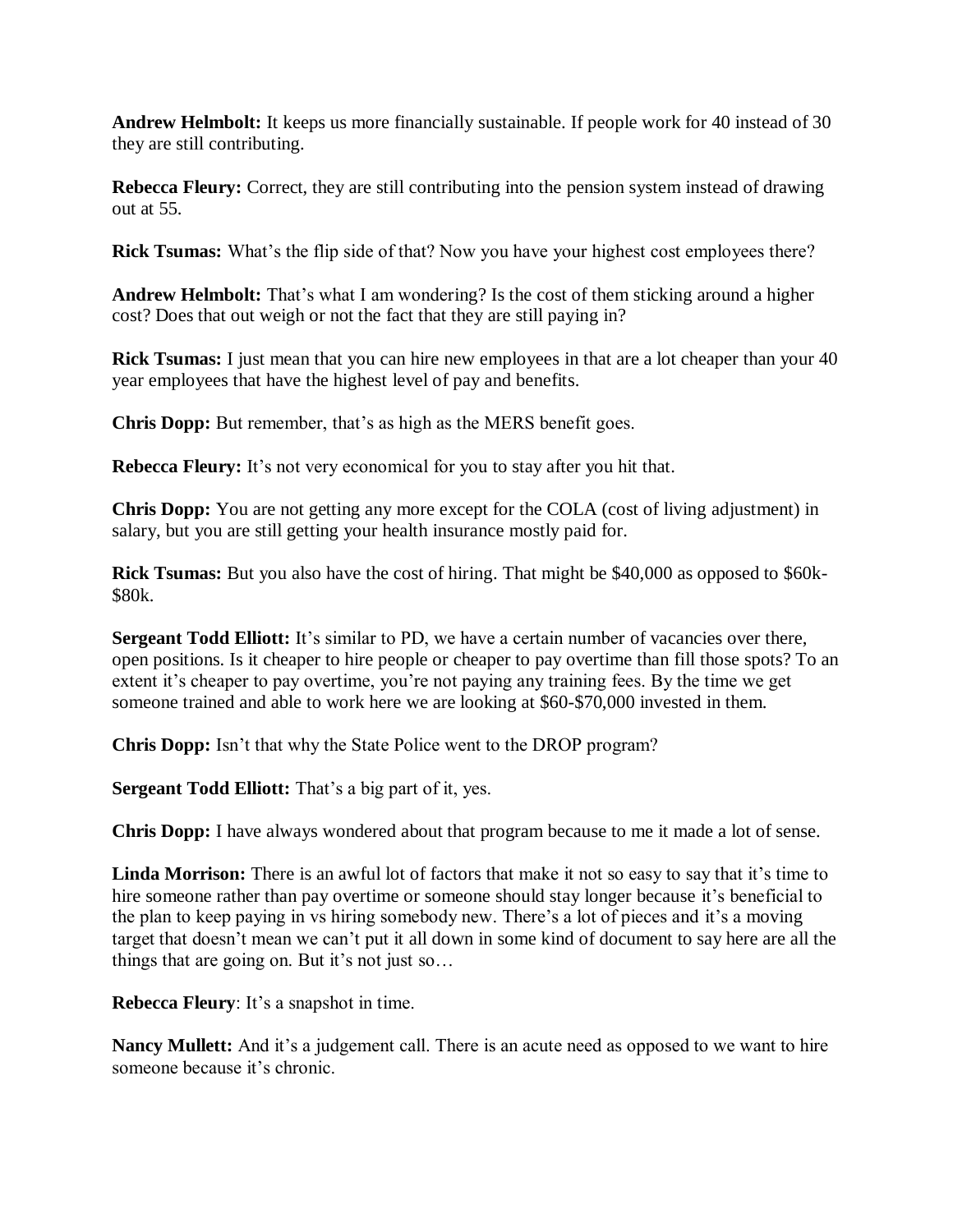**Andrew Helmbolt:** It keeps us more financially sustainable. If people work for 40 instead of 30 they are still contributing.

**Rebecca Fleury:** Correct, they are still contributing into the pension system instead of drawing out at 55.

**Rick Tsumas:** What's the flip side of that? Now you have your highest cost employees there?

**Andrew Helmbolt:** That's what I am wondering? Is the cost of them sticking around a higher cost? Does that out weigh or not the fact that they are still paying in?

**Rick Tsumas:** I just mean that you can hire new employees in that are a lot cheaper than your 40 year employees that have the highest level of pay and benefits.

**Chris Dopp:** But remember, that's as high as the MERS benefit goes.

**Rebecca Fleury:** It's not very economical for you to stay after you hit that.

**Chris Dopp:** You are not getting any more except for the COLA (cost of living adjustment) in salary, but you are still getting your health insurance mostly paid for.

**Rick Tsumas:** But you also have the cost of hiring. That might be $40,000 as opposed to $60k-$80k.

**Sergeant Todd Elliott:** It's similar to PD, we have a certain number of vacancies over there, open positions. Is it cheaper to hire people or cheaper to pay overtime than fill those spots? To an extent it's cheaper to pay overtime, you're not paying any training fees. By the time we get someone trained and able to work here we are looking at $60-$70,000 invested in them.

**Chris Dopp:** Isn't that why the State Police went to the DROP program?

**Sergeant Todd Elliott:** That's a big part of it, yes.

**Chris Dopp:** I have always wondered about that program because to me it made a lot of sense.

**Linda Morrison:** There is an awful lot of factors that make it not so easy to say that it's time to hire someone rather than pay overtime or someone should stay longer because it's beneficial to the plan to keep paying in vs hiring somebody new. There's a lot of pieces and it's a moving target that doesn't mean we can't put it all down in some kind of document to say here are all the things that are going on. But it's not just so…

**Rebecca Fleury**: It's a snapshot in time.

**Nancy Mullett:** And it's a judgement call. There is an acute need as opposed to we want to hire someone because it's chronic.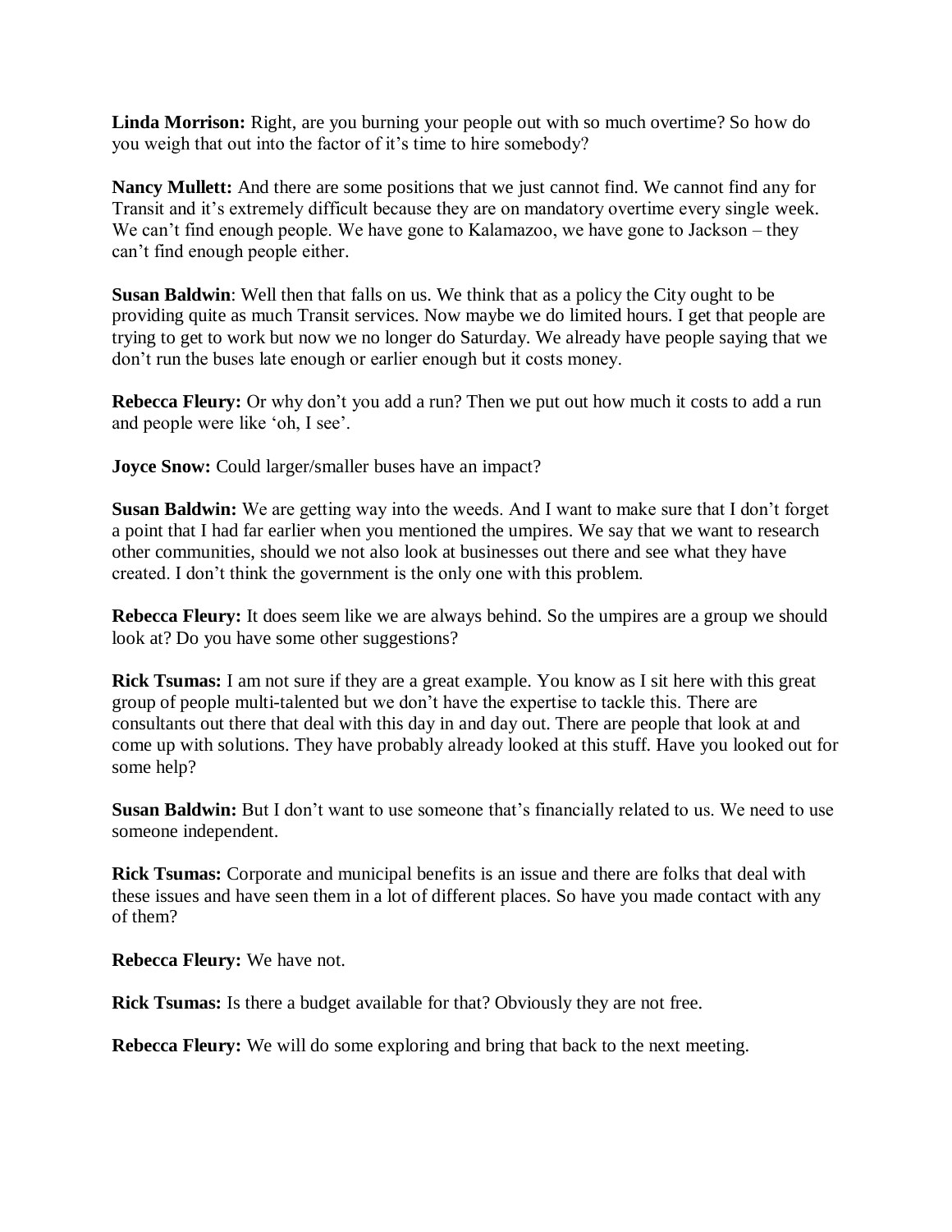**Linda Morrison:** Right, are you burning your people out with so much overtime? So how do you weigh that out into the factor of it's time to hire somebody?

**Nancy Mullett:** And there are some positions that we just cannot find. We cannot find any for Transit and it's extremely difficult because they are on mandatory overtime every single week. We can't find enough people. We have gone to Kalamazoo, we have gone to Jackson – they can't find enough people either.

**Susan Baldwin**: Well then that falls on us. We think that as a policy the City ought to be providing quite as much Transit services. Now maybe we do limited hours. I get that people are trying to get to work but now we no longer do Saturday. We already have people saying that we don't run the buses late enough or earlier enough but it costs money.

**Rebecca Fleury:** Or why don't you add a run? Then we put out how much it costs to add a run and people were like 'oh, I see'.

**Joyce Snow:** Could larger/smaller buses have an impact?

**Susan Baldwin:** We are getting way into the weeds. And I want to make sure that I don't forget a point that I had far earlier when you mentioned the umpires. We say that we want to research other communities, should we not also look at businesses out there and see what they have created. I don't think the government is the only one with this problem.

**Rebecca Fleury:** It does seem like we are always behind. So the umpires are a group we should look at? Do you have some other suggestions?

**Rick Tsumas:** I am not sure if they are a great example. You know as I sit here with this great group of people multi-talented but we don't have the expertise to tackle this. There are consultants out there that deal with this day in and day out. There are people that look at and come up with solutions. They have probably already looked at this stuff. Have you looked out for some help?

**Susan Baldwin:** But I don't want to use someone that's financially related to us. We need to use someone independent.

**Rick Tsumas:** Corporate and municipal benefits is an issue and there are folks that deal with these issues and have seen them in a lot of different places. So have you made contact with any of them?

**Rebecca Fleury:** We have not.

**Rick Tsumas:** Is there a budget available for that? Obviously they are not free.

**Rebecca Fleury:** We will do some exploring and bring that back to the next meeting.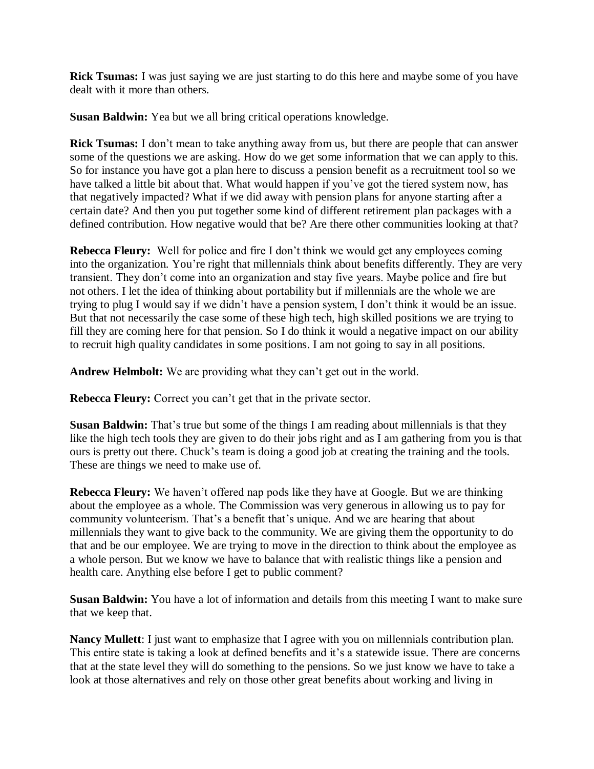**Rick Tsumas:** I was just saying we are just starting to do this here and maybe some of you have dealt with it more than others.

**Susan Baldwin:** Yea but we all bring critical operations knowledge.

**Rick Tsumas:** I don't mean to take anything away from us, but there are people that can answer some of the questions we are asking. How do we get some information that we can apply to this. So for instance you have got a plan here to discuss a pension benefit as a recruitment tool so we have talked a little bit about that. What would happen if you've got the tiered system now, has that negatively impacted? What if we did away with pension plans for anyone starting after a certain date? And then you put together some kind of different retirement plan packages with a defined contribution. How negative would that be? Are there other communities looking at that?

**Rebecca Fleury:** Well for police and fire I don't think we would get any employees coming into the organization. You're right that millennials think about benefits differently. They are very transient. They don't come into an organization and stay five years. Maybe police and fire but not others. I let the idea of thinking about portability but if millennials are the whole we are trying to plug I would say if we didn't have a pension system, I don't think it would be an issue. But that not necessarily the case some of these high tech, high skilled positions we are trying to fill they are coming here for that pension. So I do think it would a negative impact on our ability to recruit high quality candidates in some positions. I am not going to say in all positions.

**Andrew Helmbolt:** We are providing what they can't get out in the world.

**Rebecca Fleury:** Correct you can't get that in the private sector.

**Susan Baldwin:** That's true but some of the things I am reading about millennials is that they like the high tech tools they are given to do their jobs right and as I am gathering from you is that ours is pretty out there. Chuck's team is doing a good job at creating the training and the tools. These are things we need to make use of.

**Rebecca Fleury:** We haven't offered nap pods like they have at Google. But we are thinking about the employee as a whole. The Commission was very generous in allowing us to pay for community volunteerism. That's a benefit that's unique. And we are hearing that about millennials they want to give back to the community. We are giving them the opportunity to do that and be our employee. We are trying to move in the direction to think about the employee as a whole person. But we know we have to balance that with realistic things like a pension and health care. Anything else before I get to public comment?

**Susan Baldwin:** You have a lot of information and details from this meeting I want to make sure that we keep that.

**Nancy Mullett**: I just want to emphasize that I agree with you on millennials contribution plan. This entire state is taking a look at defined benefits and it's a statewide issue. There are concerns that at the state level they will do something to the pensions. So we just know we have to take a look at those alternatives and rely on those other great benefits about working and living in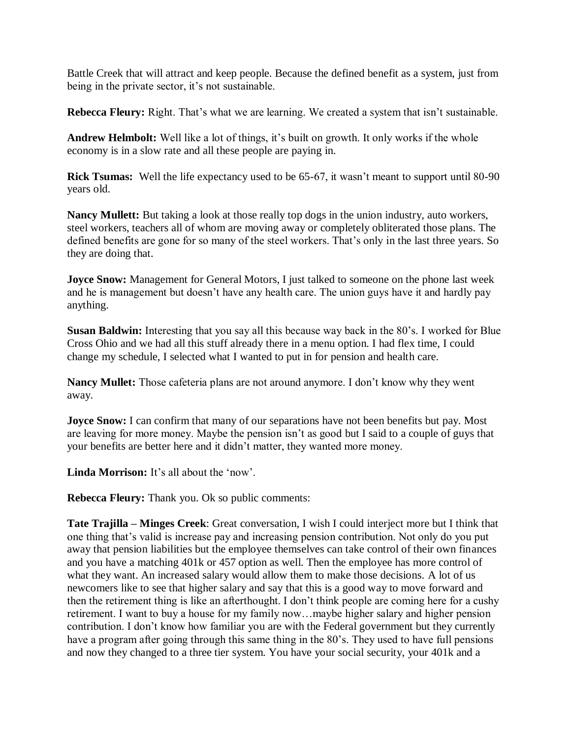Battle Creek that will attract and keep people. Because the defined benefit as a system, just from being in the private sector, it's not sustainable.

**Rebecca Fleury:** Right. That's what we are learning. We created a system that isn't sustainable.

**Andrew Helmbolt:** Well like a lot of things, it's built on growth. It only works if the whole economy is in a slow rate and all these people are paying in.

**Rick Tsumas:** Well the life expectancy used to be 65-67, it wasn't meant to support until 80-90 years old.

**Nancy Mullett:** But taking a look at those really top dogs in the union industry, auto workers, steel workers, teachers all of whom are moving away or completely obliterated those plans. The defined benefits are gone for so many of the steel workers. That's only in the last three years. So they are doing that.

**Joyce Snow:** Management for General Motors, I just talked to someone on the phone last week and he is management but doesn't have any health care. The union guys have it and hardly pay anything.

**Susan Baldwin:** Interesting that you say all this because way back in the 80's. I worked for Blue Cross Ohio and we had all this stuff already there in a menu option. I had flex time, I could change my schedule, I selected what I wanted to put in for pension and health care.

**Nancy Mullet:** Those cafeteria plans are not around anymore. I don't know why they went away.

**Joyce Snow:** I can confirm that many of our separations have not been benefits but pay. Most are leaving for more money. Maybe the pension isn't as good but I said to a couple of guys that your benefits are better here and it didn't matter, they wanted more money.

**Linda Morrison:** It's all about the 'now'.

**Rebecca Fleury:** Thank you. Ok so public comments:

**Tate Trajilla – Minges Creek**: Great conversation, I wish I could interject more but I think that one thing that's valid is increase pay and increasing pension contribution. Not only do you put away that pension liabilities but the employee themselves can take control of their own finances and you have a matching 401k or 457 option as well. Then the employee has more control of what they want. An increased salary would allow them to make those decisions. A lot of us newcomers like to see that higher salary and say that this is a good way to move forward and then the retirement thing is like an afterthought. I don't think people are coming here for a cushy retirement. I want to buy a house for my family now…maybe higher salary and higher pension contribution. I don't know how familiar you are with the Federal government but they currently have a program after going through this same thing in the 80's. They used to have full pensions and now they changed to a three tier system. You have your social security, your 401k and a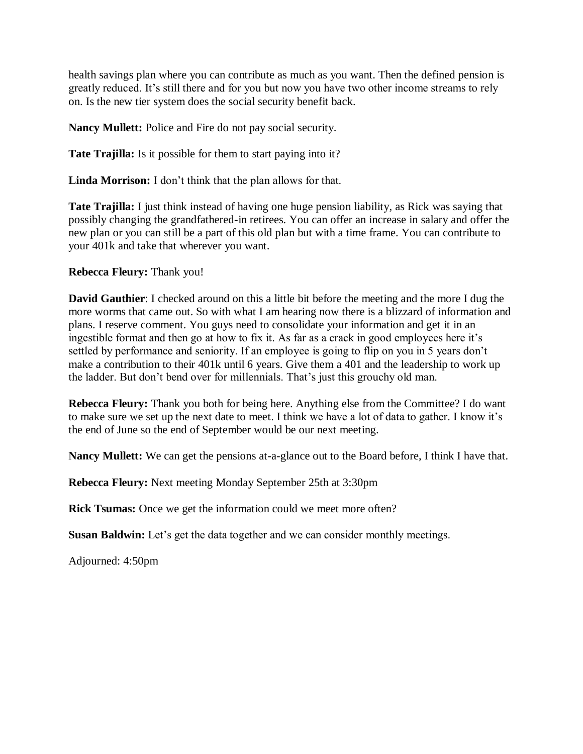health savings plan where you can contribute as much as you want. Then the defined pension is greatly reduced. It's still there and for you but now you have two other income streams to rely on. Is the new tier system does the social security benefit back.

**Nancy Mullett:** Police and Fire do not pay social security.

**Tate Trajilla:** Is it possible for them to start paying into it?

**Linda Morrison:** I don't think that the plan allows for that.

**Tate Trajilla:** I just think instead of having one huge pension liability, as Rick was saying that possibly changing the grandfathered-in retirees. You can offer an increase in salary and offer the new plan or you can still be a part of this old plan but with a time frame. You can contribute to your 401k and take that wherever you want.

**Rebecca Fleury:** Thank you!

**David Gauthier**: I checked around on this a little bit before the meeting and the more I dug the more worms that came out. So with what I am hearing now there is a blizzard of information and plans. I reserve comment. You guys need to consolidate your information and get it in an ingestible format and then go at how to fix it. As far as a crack in good employees here it's settled by performance and seniority. If an employee is going to flip on you in 5 years don't make a contribution to their 401k until 6 years. Give them a 401 and the leadership to work up the ladder. But don't bend over for millennials. That's just this grouchy old man.

**Rebecca Fleury:** Thank you both for being here. Anything else from the Committee? I do want to make sure we set up the next date to meet. I think we have a lot of data to gather. I know it's the end of June so the end of September would be our next meeting.

**Nancy Mullett:** We can get the pensions at-a-glance out to the Board before, I think I have that.

**Rebecca Fleury:** Next meeting Monday September 25th at 3:30pm

**Rick Tsumas:** Once we get the information could we meet more often?

**Susan Baldwin:** Let's get the data together and we can consider monthly meetings.

Adjourned: 4:50pm